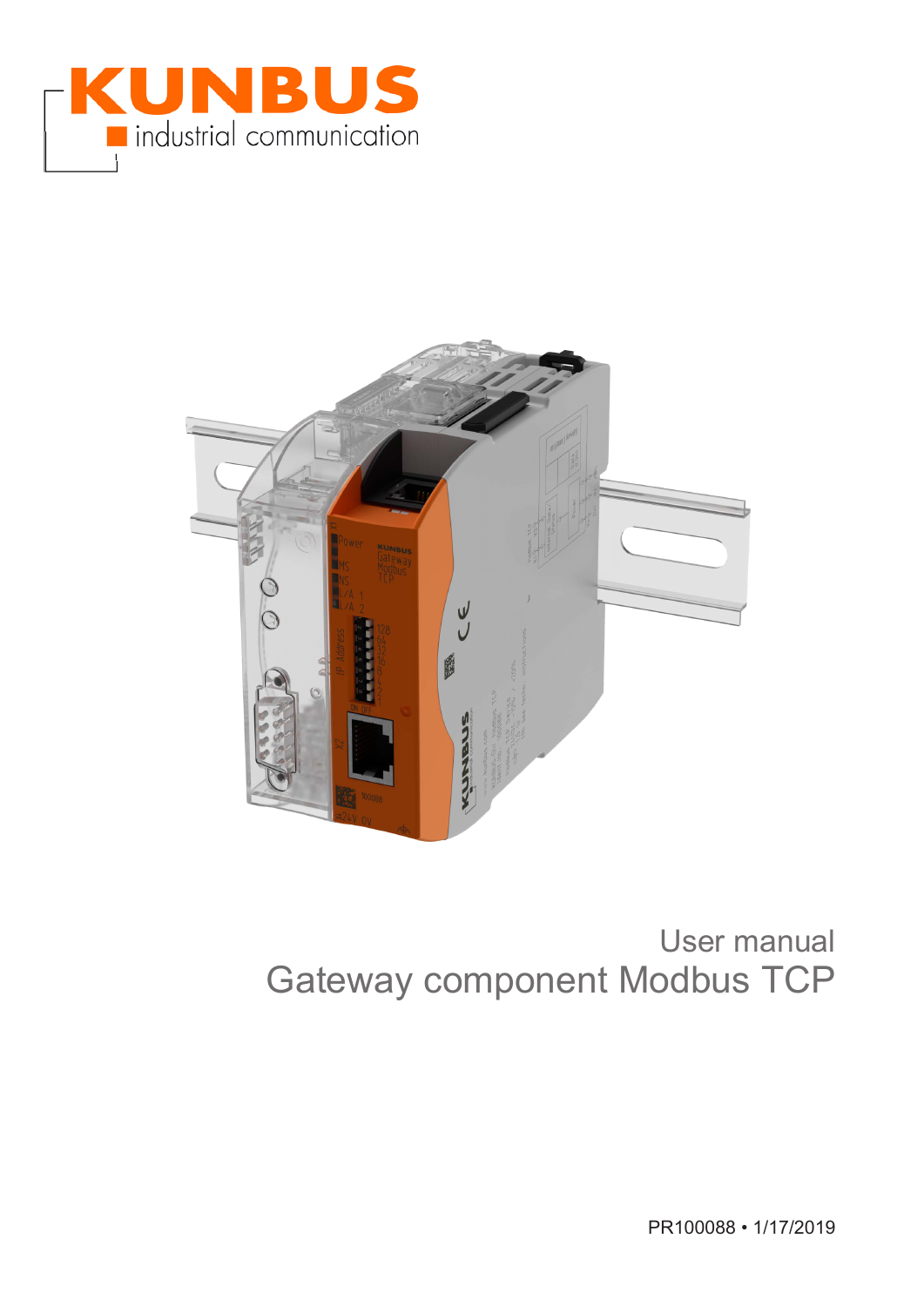KUNBUS

industrial communication

User manual

# Gateway component Modbus TCP

PR100088 • 1/17/2019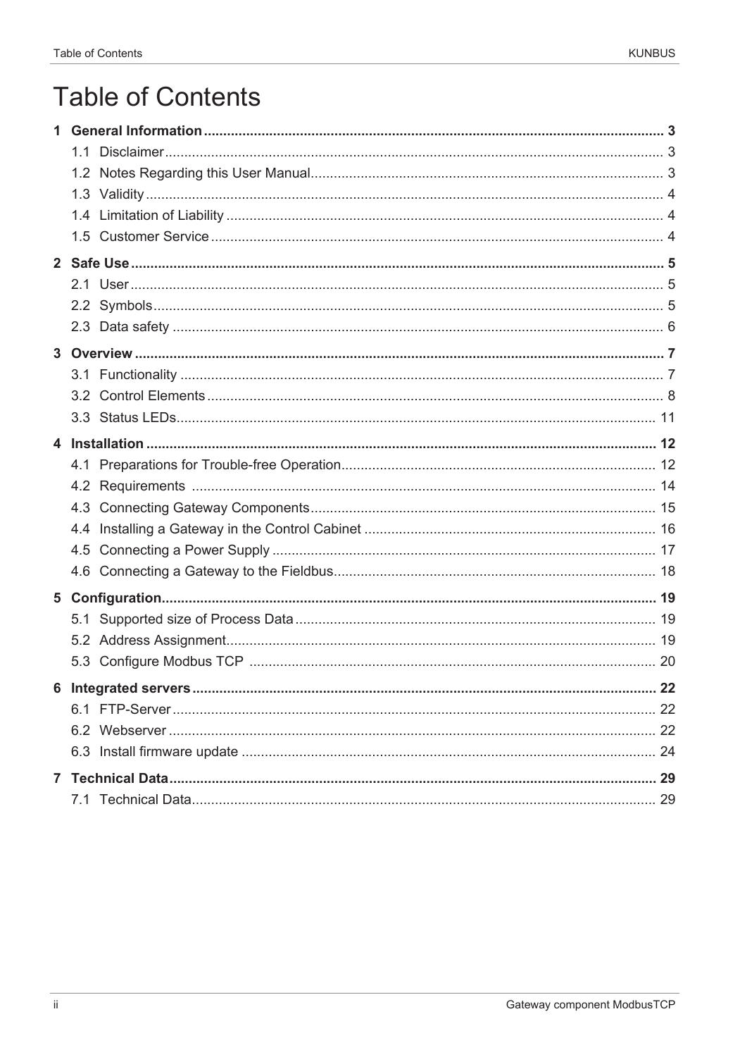# Table of Contents

**1 General Information ... 3**
- 1.1 Disclaimer ... 3
- 1.2 Notes Regarding this User Manual ... 3
- 1.3 Validity ... 4
- 1.4 Limitation of Liability ... 4
- 1.5 Customer Service ... 4

**2 Safe Use ... 5**
- 2.1 User ... 5
- 2.2 Symbols ... 5
- 2.3 Data safety ... 6

**3 Overview ... 7**
- 3.1 Functionality ... 7
- 3.2 Control Elements ... 8
- 3.3 Status LEDs ... 11

**4 Installation ... 12**
- 4.1 Preparations for Trouble-free Operation ... 12
- 4.2 Requirements ... 14
- 4.3 Connecting Gateway Components ... 15
- 4.4 Installing a Gateway in the Control Cabinet ... 16
- 4.5 Connecting a Power Supply ... 17
- 4.6 Connecting a Gateway to the Fieldbus ... 18

**5 Configuration ... 19**
- 5.1 Supported size of Process Data ... 19
- 5.2 Address Assignment ... 19
- 5.3 Configure Modbus TCP ... 20

**6 Integrated servers ... 22**
- 6.1 FTP-Server ... 22
- 6.2 Webserver ... 22
- 6.3 Install firmware update ... 24

**7 Technical Data ... 29**
- 7.1 Technical Data ... 29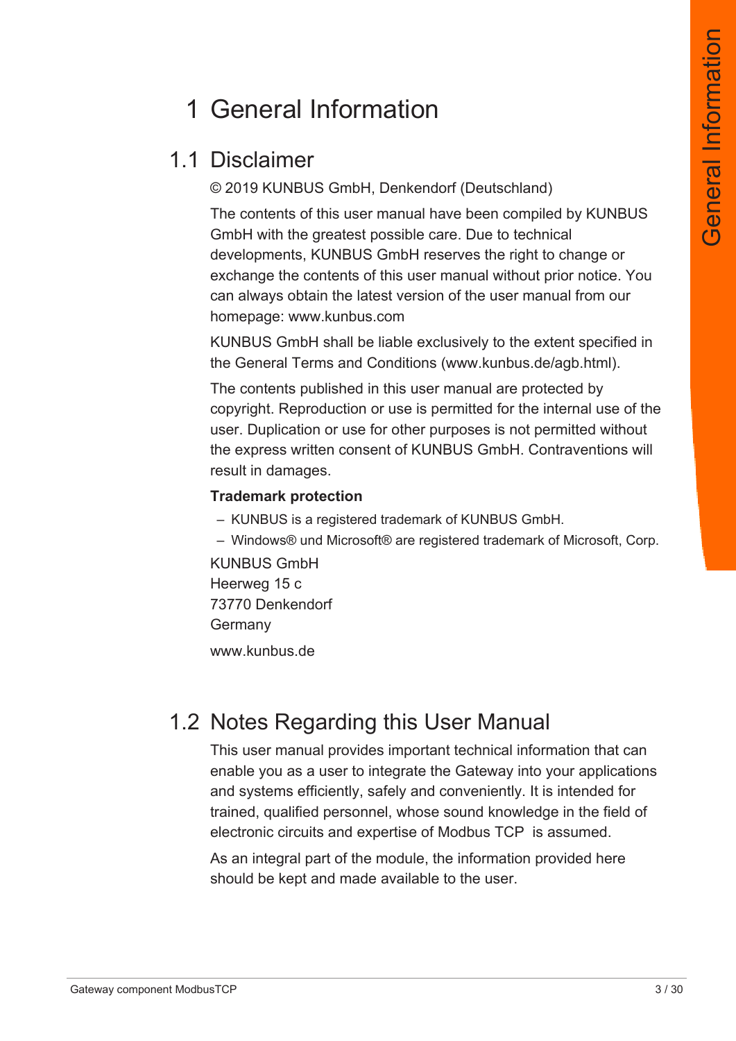# 1 General Information

## 1.1 Disclaimer

© 2019 KUNBUS GmbH, Denkendorf (Deutschland)

The contents of this user manual have been compiled by KUNBUS GmbH with the greatest possible care. Due to technical developments, KUNBUS GmbH reserves the right to change or exchange the contents of this user manual without prior notice. You can always obtain the latest version of the user manual from our homepage: www.kunbus.com

KUNBUS GmbH shall be liable exclusively to the extent specified in the General Terms and Conditions (www.kunbus.de/agb.html).

The contents published in this user manual are protected by copyright. Reproduction or use is permitted for the internal use of the user. Duplication or use for other purposes is not permitted without the express written consent of KUNBUS GmbH. Contraventions will result in damages.

**Trademark protection**

- KUNBUS is a registered trademark of KUNBUS GmbH.
- Windows® und Microsoft® are registered trademark of Microsoft, Corp.

KUNBUS GmbH
Heerweg 15 c
73770 Denkendorf
Germany

www.kunbus.de

## 1.2 Notes Regarding this User Manual

This user manual provides important technical information that can enable you as a user to integrate the Gateway into your applications and systems efficiently, safely and conveniently. It is intended for trained, qualified personnel, whose sound knowledge in the field of electronic circuits and expertise of Modbus TCP is assumed.

As an integral part of the module, the information provided here should be kept and made available to the user.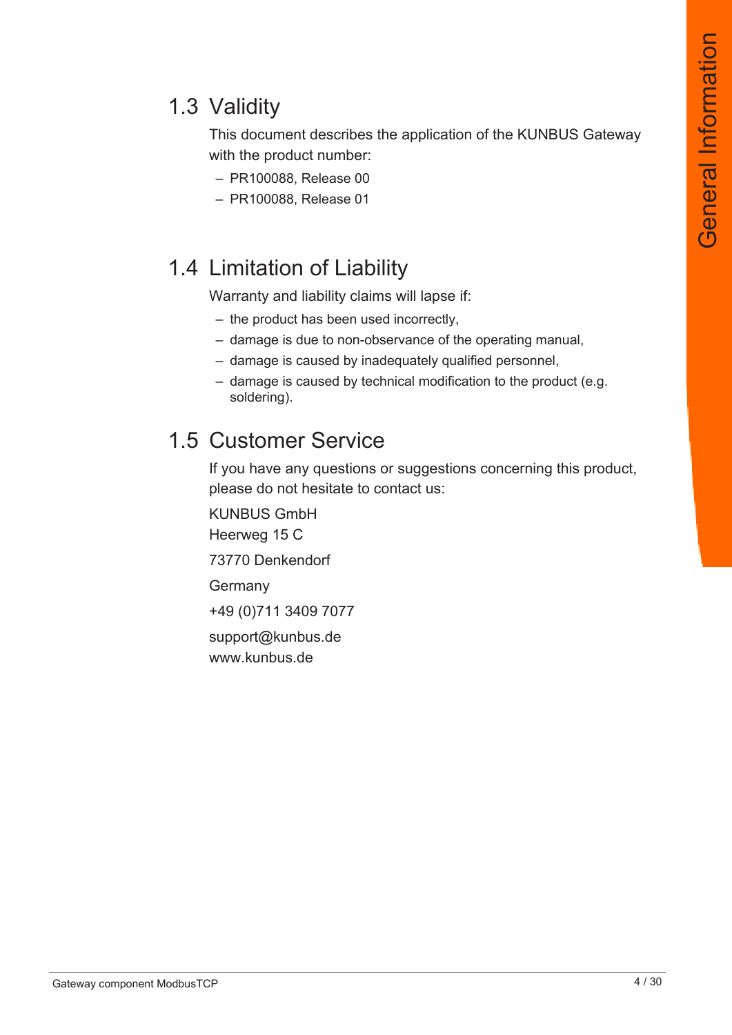## 1.3 Validity

This document describes the application of the KUNBUS Gateway with the product number:

- PR100088, Release 00
- PR100088, Release 01

## 1.4 Limitation of Liability

Warranty and liability claims will lapse if:

- the product has been used incorrectly,
- damage is due to non-observance of the operating manual,
- damage is caused by inadequately qualified personnel,
- damage is caused by technical modification to the product (e.g. soldering).

## 1.5 Customer Service

If you have any questions or suggestions concerning this product, please do not hesitate to contact us:

KUNBUS GmbH
Heerweg 15 C

73770 Denkendorf

Germany

+49 (0)711 3409 7077

support@kunbus.de
www.kunbus.de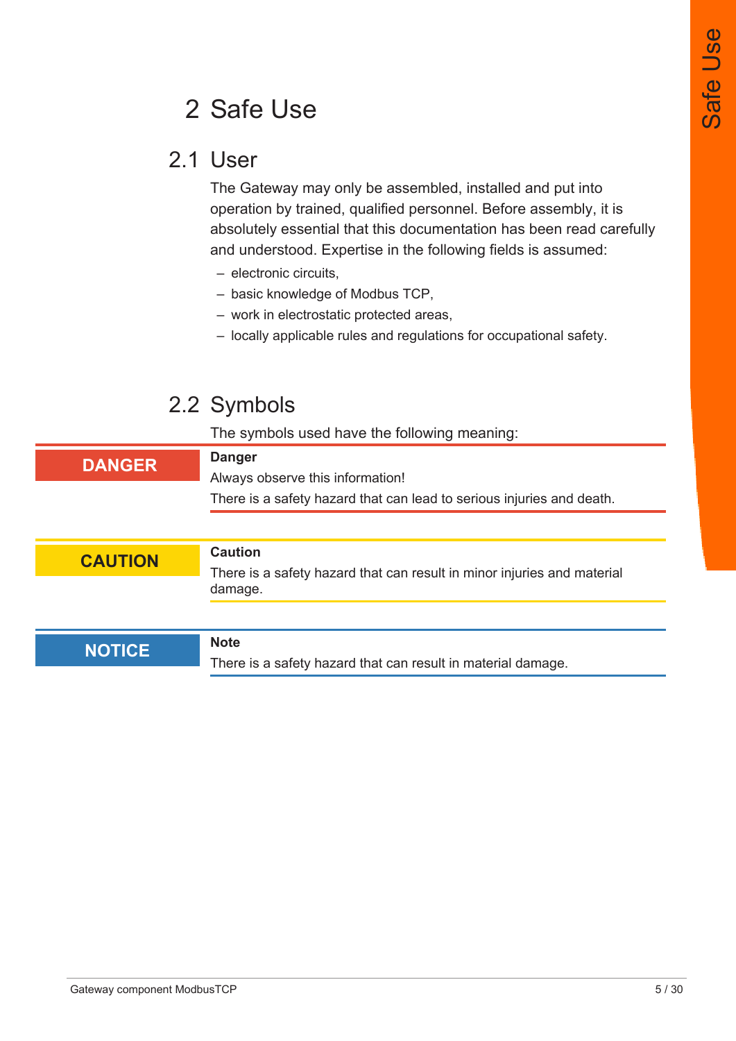# 2 Safe Use

## 2.1 User

The Gateway may only be assembled, installed and put into operation by trained, qualified personnel. Before assembly, it is absolutely essential that this documentation has been read carefully and understood. Expertise in the following fields is assumed:

- electronic circuits,
- basic knowledge of Modbus TCP,
- work in electrostatic protected areas,
- locally applicable rules and regulations for occupational safety.

## 2.2 Symbols

The symbols used have the following meaning:

| Symbol | Meaning |
|---|---|
| **DANGER** | **Danger**<br>Always observe this information!<br>There is a safety hazard that can lead to serious injuries and death. |
| **CAUTION** | **Caution**<br>There is a safety hazard that can result in minor injuries and material damage. |
| **NOTICE** | **Note**<br>There is a safety hazard that can result in material damage. |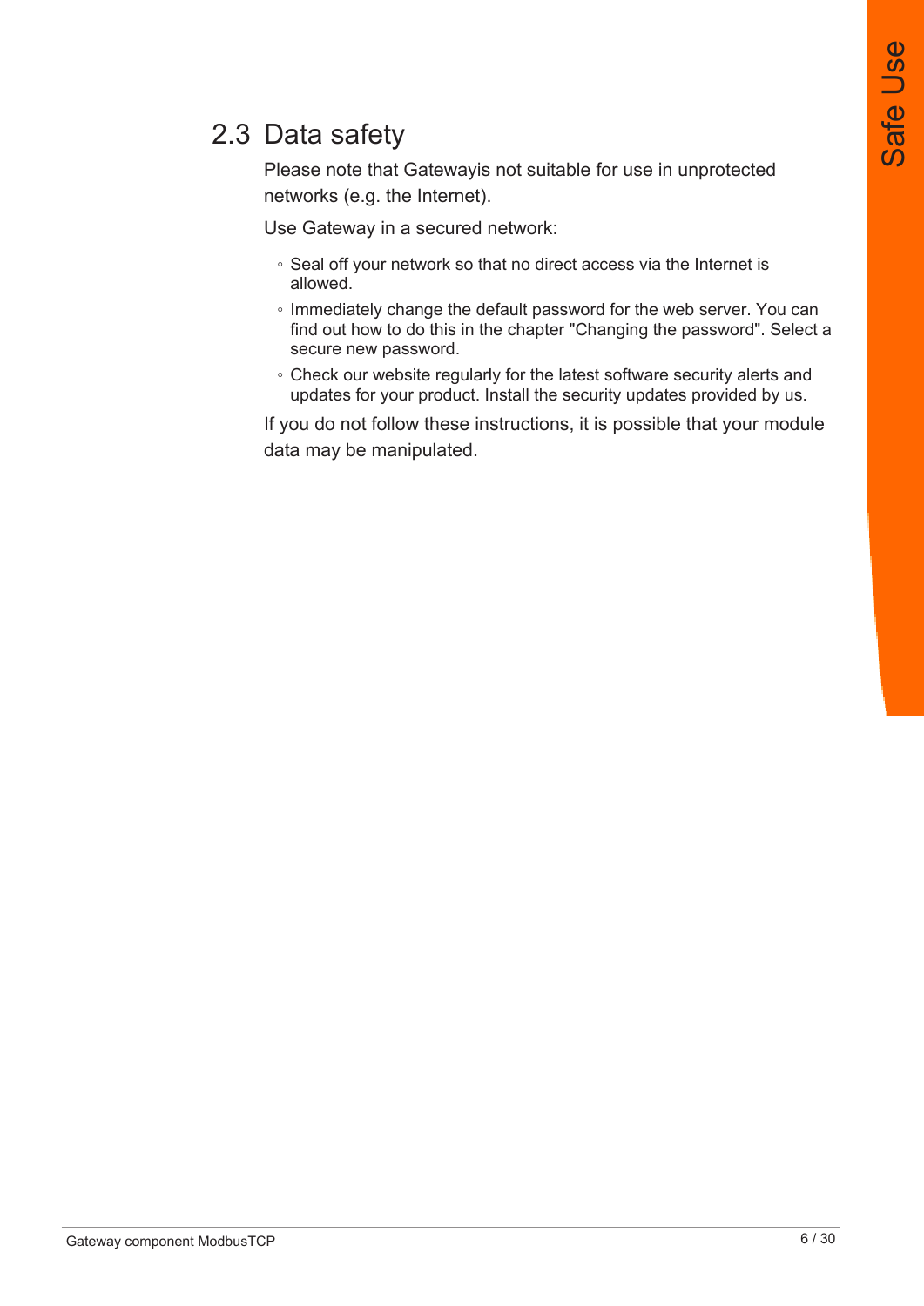## 2.3 Data safety

Please note that Gatewayis not suitable for use in unprotected networks (e.g. the Internet).

Use Gateway in a secured network:

- Seal off your network so that no direct access via the Internet is allowed.
- Immediately change the default password for the web server. You can find out how to do this in the chapter "Changing the password". Select a secure new password.
- Check our website regularly for the latest software security alerts and updates for your product. Install the security updates provided by us.

If you do not follow these instructions, it is possible that your module data may be manipulated.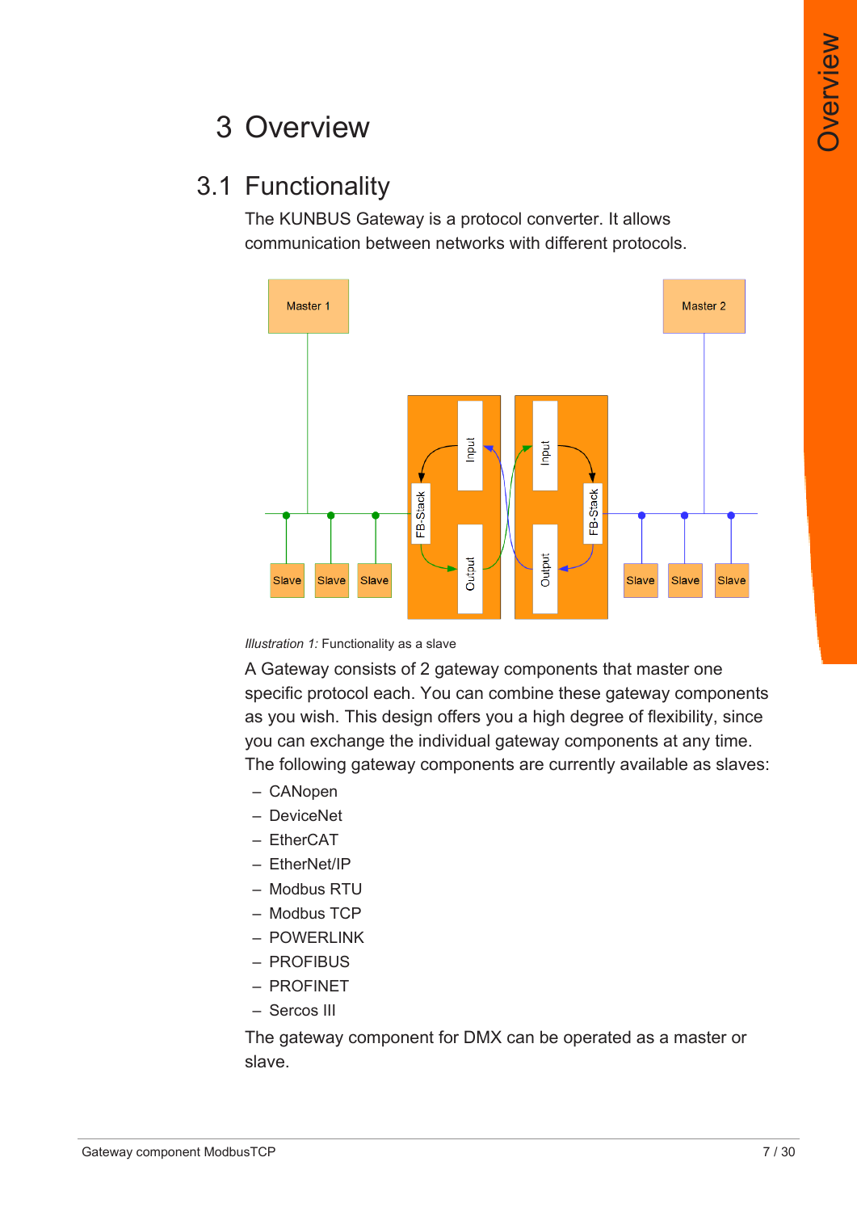# 3 Overview

## 3.1 Functionality

The KUNBUS Gateway is a protocol converter. It allows communication between networks with different protocols.

*Illustration 1:* Functionality as a slave

A Gateway consists of 2 gateway components that master one specific protocol each. You can combine these gateway components as you wish. This design offers you a high degree of flexibility, since you can exchange the individual gateway components at any time. The following gateway components are currently available as slaves:

- CANopen
- DeviceNet
- EtherCAT
- EtherNet/IP
- Modbus RTU
- Modbus TCP
- POWERLINK
- PROFIBUS
- PROFINET
- Sercos III

The gateway component for DMX can be operated as a master or slave.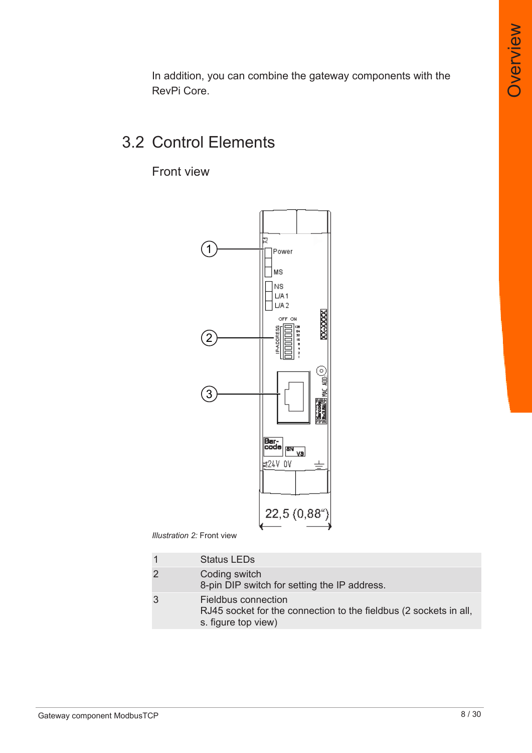In addition, you can combine the gateway components with the RevPi Core.

## 3.2 Control Elements

### Front view

*Illustration 2:* Front view

| | |
|---|---|
| 1 | Status LEDs |
| 2 | Coding switch<br>8-pin DIP switch for setting the IP address. |
| 3 | Fieldbus connection<br>RJ45 socket for the connection to the fieldbus (2 sockets in all, s. figure top view) |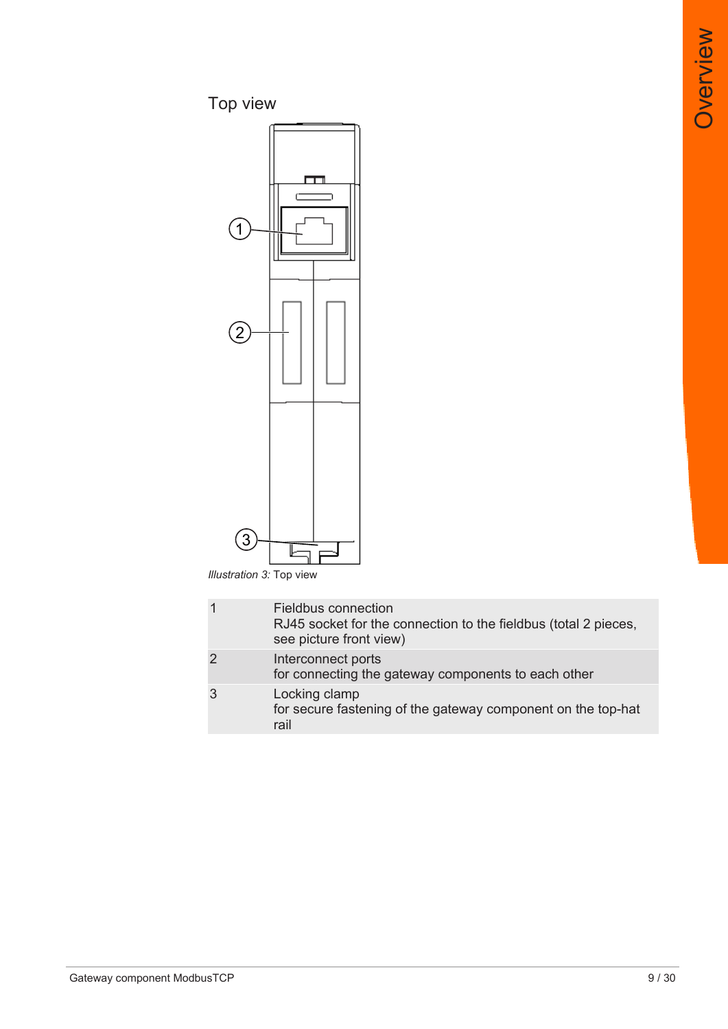## Top view

*Illustration 3:* Top view

| | |
|---|---|
| 1 | Fieldbus connection<br>RJ45 socket for the connection to the fieldbus (total 2 pieces, see picture front view) |
| 2 | Interconnect ports<br>for connecting the gateway components to each other |
| 3 | Locking clamp<br>for secure fastening of the gateway component on the top-hat rail |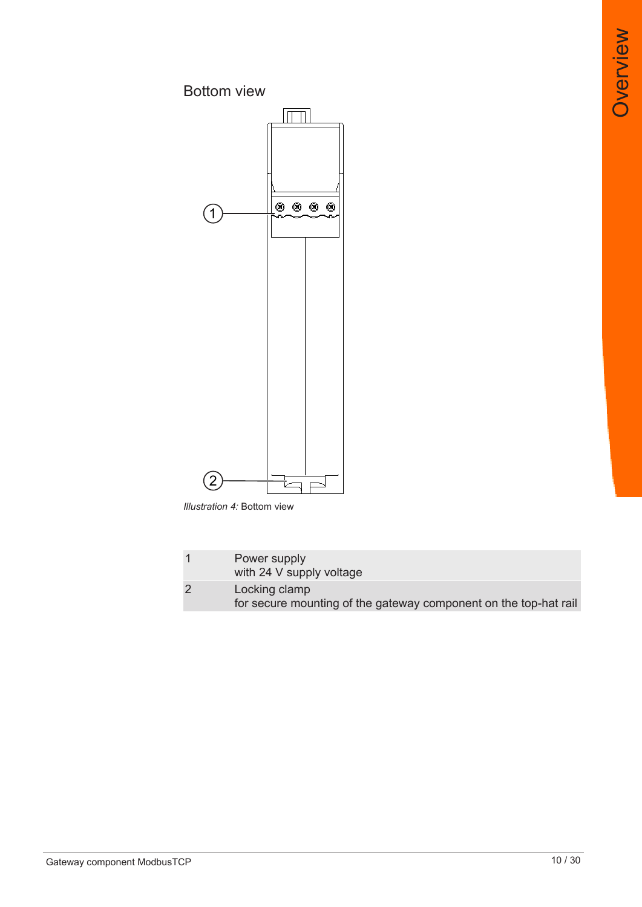## Bottom view

*Illustration 4:* Bottom view

| | |
|---|---|
| 1 | Power supply<br>with 24 V supply voltage |
| 2 | Locking clamp<br>for secure mounting of the gateway component on the top-hat rail |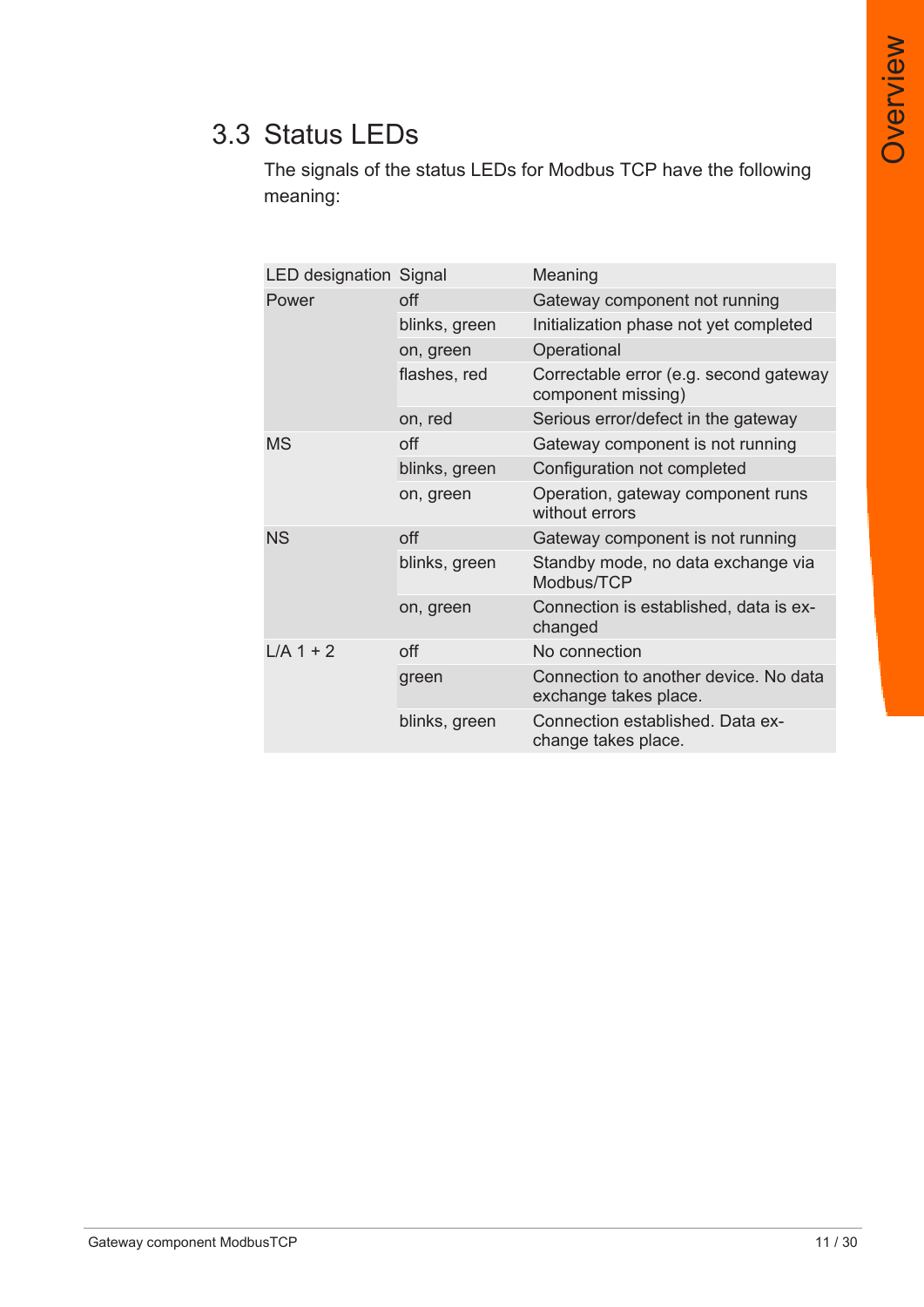## 3.3 Status LEDs

The signals of the status LEDs for Modbus TCP have the following meaning:

| LED designation | Signal | Meaning |
|---|---|---|
| Power | off | Gateway component not running |
| | blinks, green | Initialization phase not yet completed |
| | on, green | Operational |
| | flashes, red | Correctable error (e.g. second gateway component missing) |
| | on, red | Serious error/defect in the gateway |
| MS | off | Gateway component is not running |
| | blinks, green | Configuration not completed |
| | on, green | Operation, gateway component runs without errors |
| NS | off | Gateway component is not running |
| | blinks, green | Standby mode, no data exchange via Modbus/TCP |
| | on, green | Connection is established, data is exchanged |
| L/A 1 + 2 | off | No connection |
| | green | Connection to another device. No data exchange takes place. |
| | blinks, green | Connection established. Data exchange takes place. |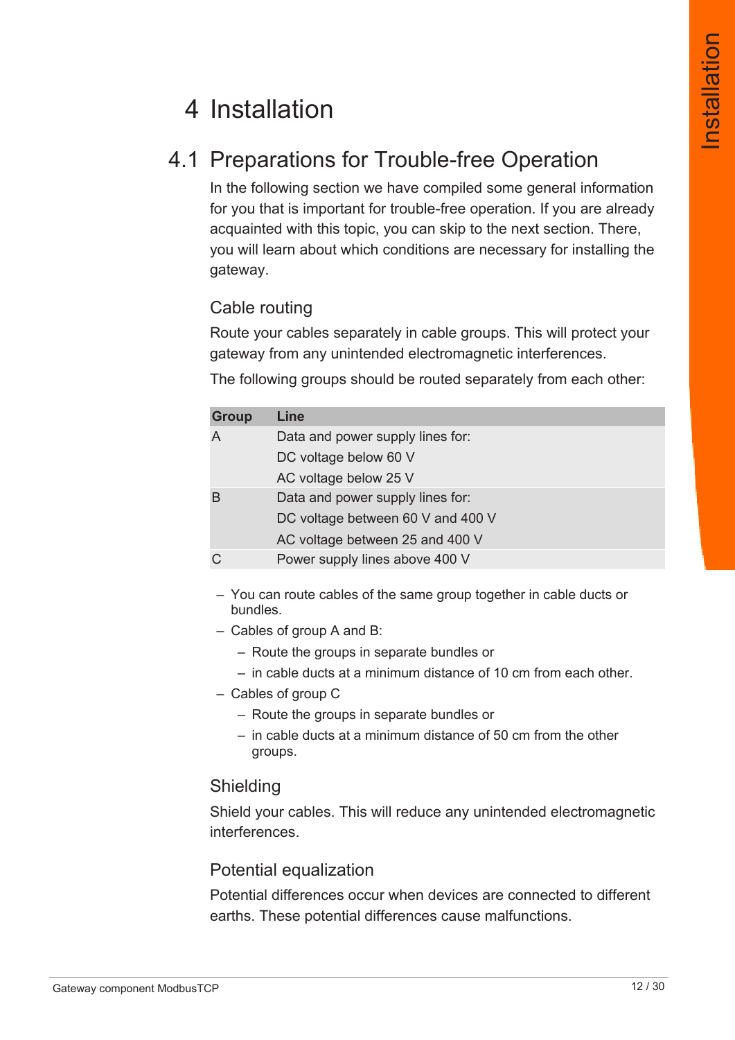# 4 Installation

## 4.1 Preparations for Trouble-free Operation

In the following section we have compiled some general information for you that is important for trouble-free operation. If you are already acquainted with this topic, you can skip to the next section. There, you will learn about which conditions are necessary for installing the gateway.

### Cable routing

Route your cables separately in cable groups. This will protect your gateway from any unintended electromagnetic interferences.

The following groups should be routed separately from each other:

| Group | Line |
|---|---|
| A | Data and power supply lines for:<br>DC voltage below 60 V<br>AC voltage below 25 V |
| B | Data and power supply lines for:<br>DC voltage between 60 V and 400 V<br>AC voltage between 25 and 400 V |
| C | Power supply lines above 400 V |

- You can route cables of the same group together in cable ducts or bundles.
- Cables of group A and B:
  - Route the groups in separate bundles or
  - in cable ducts at a minimum distance of 10 cm from each other.
- Cables of group C
  - Route the groups in separate bundles or
  - in cable ducts at a minimum distance of 50 cm from the other groups.

### Shielding

Shield your cables. This will reduce any unintended electromagnetic interferences.

### Potential equalization

Potential differences occur when devices are connected to different earths. These potential differences cause malfunctions.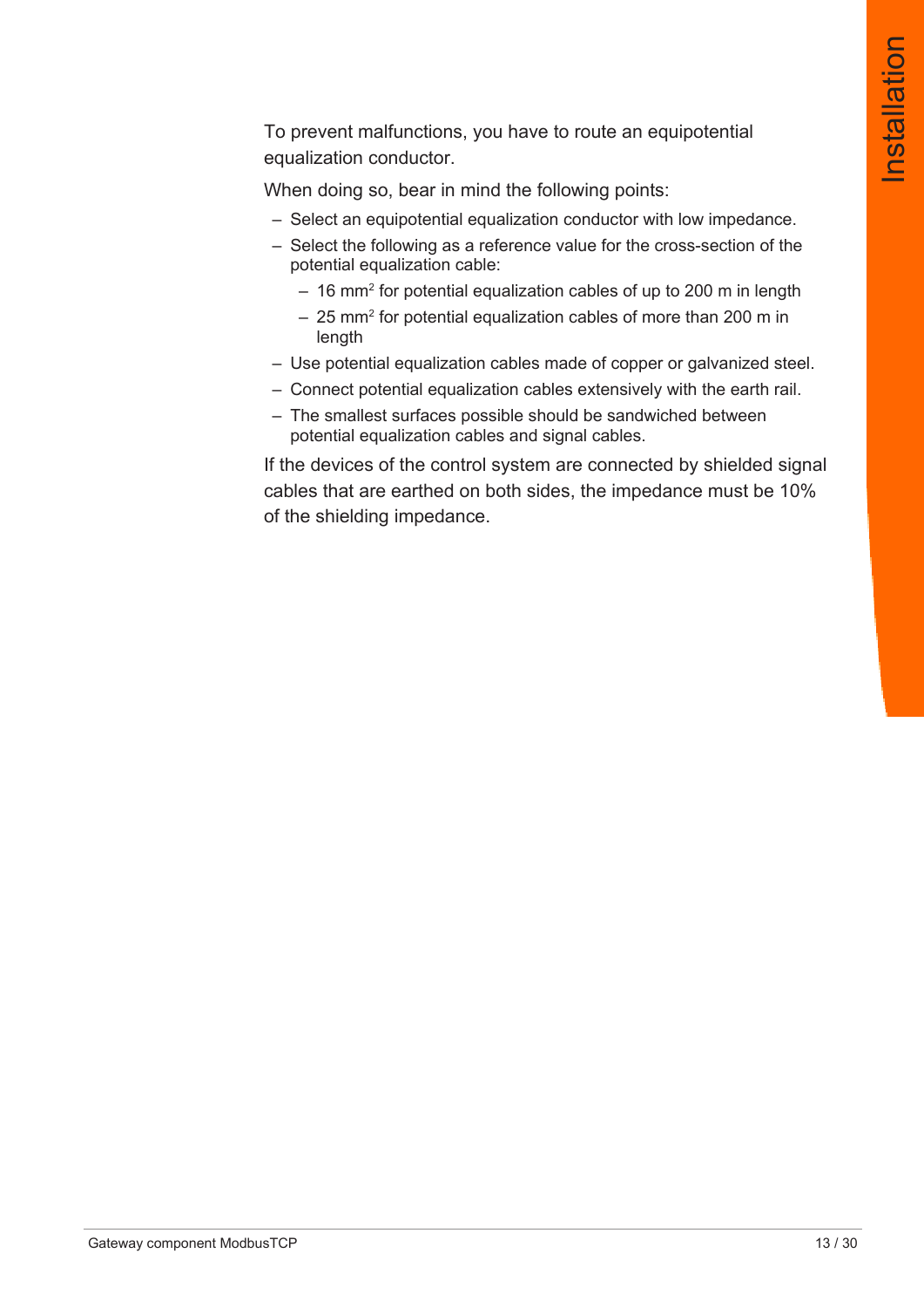To prevent malfunctions, you have to route an equipotential equalization conductor.

When doing so, bear in mind the following points:

- Select an equipotential equalization conductor with low impedance.
- Select the following as a reference value for the cross-section of the potential equalization cable:
  - 16 $mm^2$ for potential equalization cables of up to 200 m in length
  - 25 $mm^2$ for potential equalization cables of more than 200 m in length
- Use potential equalization cables made of copper or galvanized steel.
- Connect potential equalization cables extensively with the earth rail.
- The smallest surfaces possible should be sandwiched between potential equalization cables and signal cables.

If the devices of the control system are connected by shielded signal cables that are earthed on both sides, the impedance must be 10% of the shielding impedance.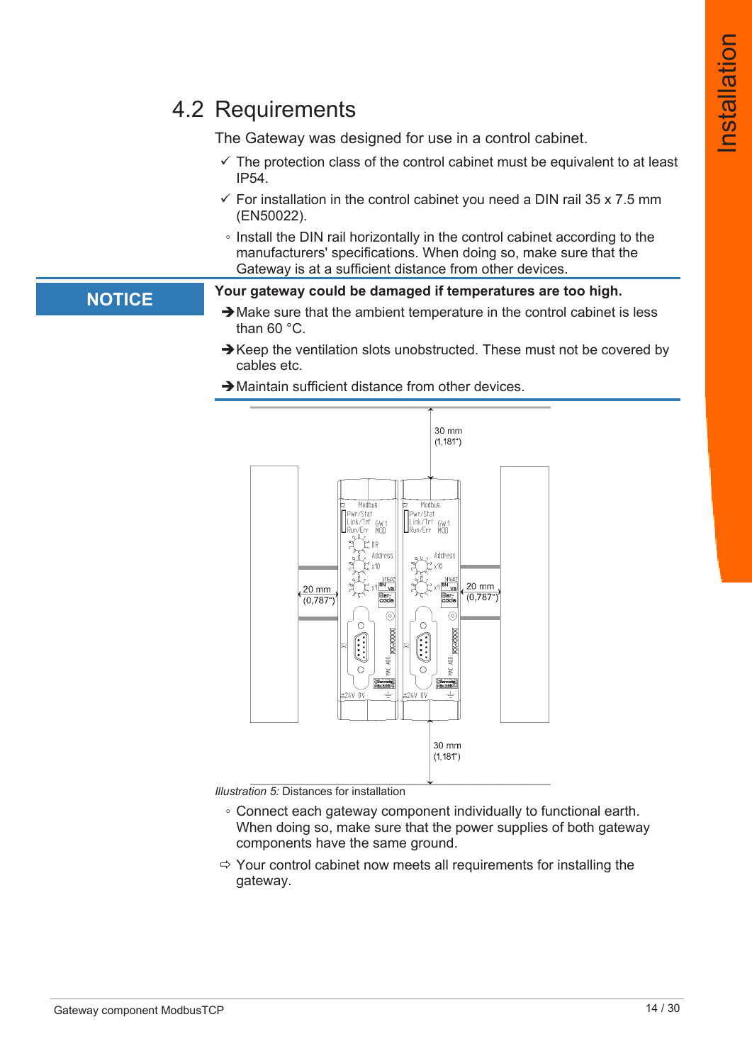## 4.2 Requirements

The Gateway was designed for use in a control cabinet.

- ✓ The protection class of the control cabinet must be equivalent to at least IP54.
- ✓ For installation in the control cabinet you need a DIN rail 35 x 7.5 mm (EN50022).
- ◦ Install the DIN rail horizontally in the control cabinet according to the manufacturers' specifications. When doing so, make sure that the Gateway is at a sufficient distance from other devices.

**NOTICE**

**Your gateway could be damaged if temperatures are too high.**

➔ Make sure that the ambient temperature in the control cabinet is less than 60 °C.

➔ Keep the ventilation slots unobstructed. These must not be covered by cables etc.

➔ Maintain sufficient distance from other devices.

*Illustration 5:* Distances for installation

- ◦ Connect each gateway component individually to functional earth. When doing so, make sure that the power supplies of both gateway components have the same ground.

⇨ Your control cabinet now meets all requirements for installing the gateway.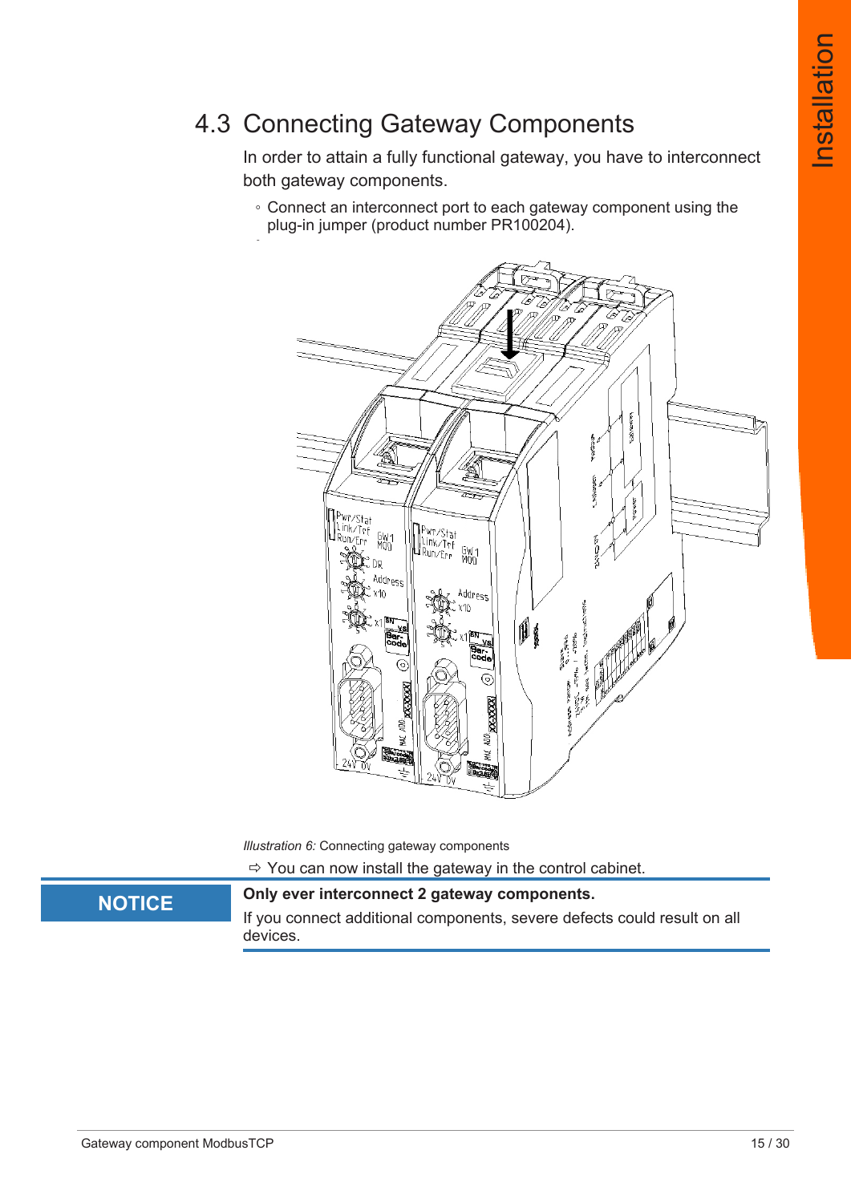## 4.3 Connecting Gateway Components

In order to attain a fully functional gateway, you have to interconnect both gateway components.

◦ Connect an interconnect port to each gateway component using the plug-in jumper (product number PR100204).

*Illustration 6:* Connecting gateway components

⇨ You can now install the gateway in the control cabinet.

**NOTICE**

**Only ever interconnect 2 gateway components.**

If you connect additional components, severe defects could result on all devices.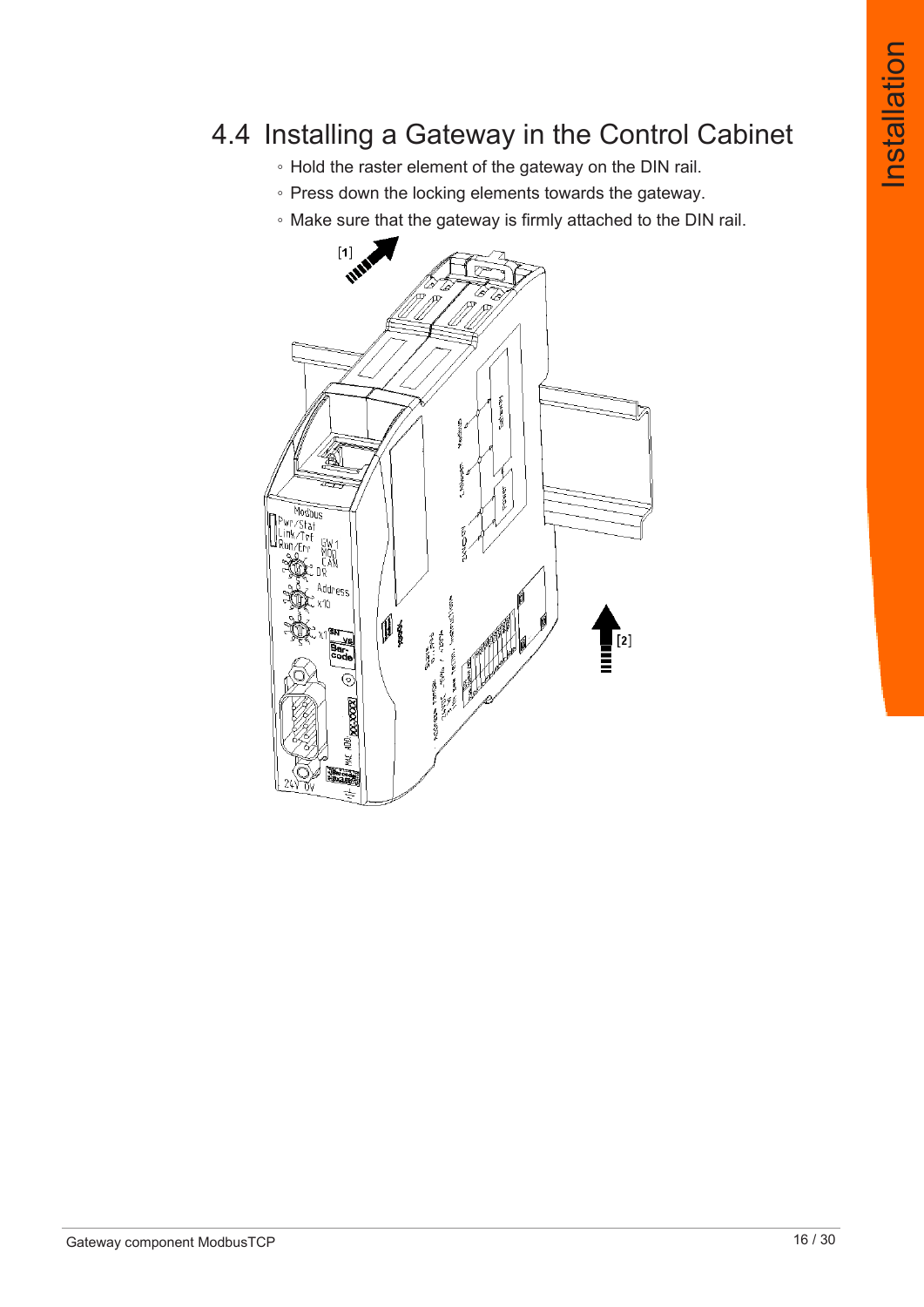## 4.4 Installing a Gateway in the Control Cabinet

- Hold the raster element of the gateway on the DIN rail.
- Press down the locking elements towards the gateway.
- Make sure that the gateway is firmly attached to the DIN rail.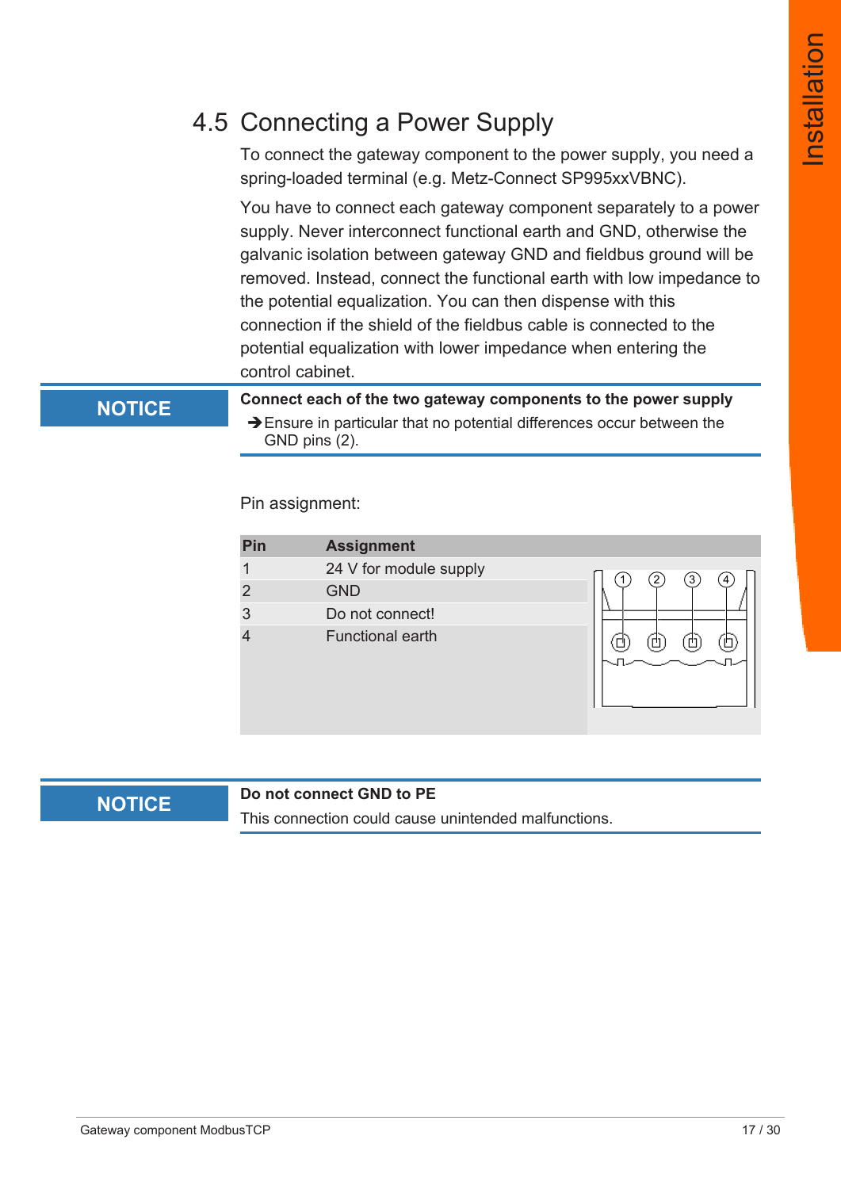## 4.5 Connecting a Power Supply

To connect the gateway component to the power supply, you need a spring-loaded terminal (e.g. Metz-Connect SP995xxVBNC).

You have to connect each gateway component separately to a power supply. Never interconnect functional earth and GND, otherwise the galvanic isolation between gateway GND and fieldbus ground will be removed. Instead, connect the functional earth with low impedance to the potential equalization. You can then dispense with this connection if the shield of the fieldbus cable is connected to the potential equalization with lower impedance when entering the control cabinet.

**NOTICE**

**Connect each of the two gateway components to the power supply**

➔ Ensure in particular that no potential differences occur between the GND pins (2).

Pin assignment:

| Pin | Assignment |
|---|---|
| 1 | 24 V for module supply |
| 2 | GND |
| 3 | Do not connect! |
| 4 | Functional earth |

**NOTICE**

**Do not connect GND to PE**

This connection could cause unintended malfunctions.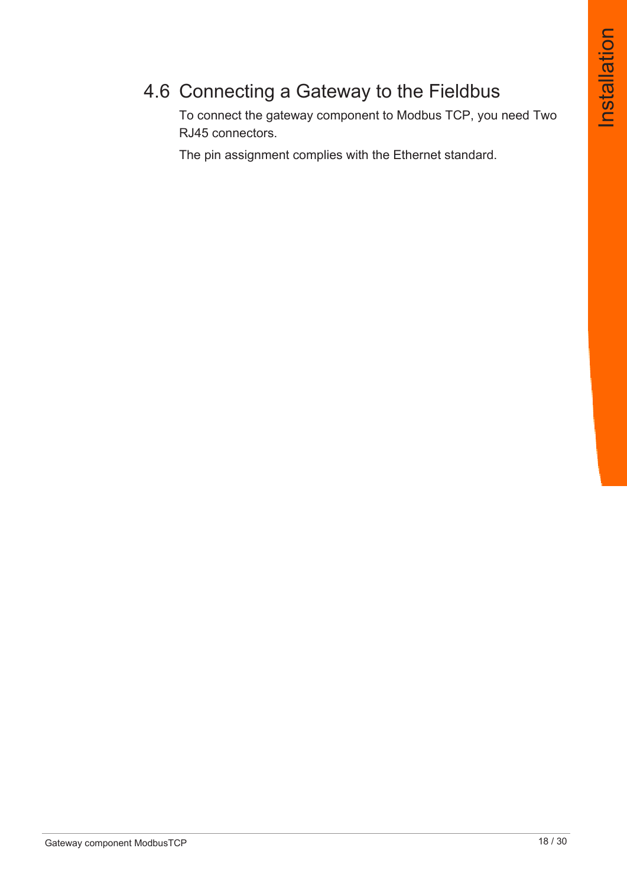## 4.6 Connecting a Gateway to the Fieldbus

To connect the gateway component to Modbus TCP, you need Two RJ45 connectors.

The pin assignment complies with the Ethernet standard.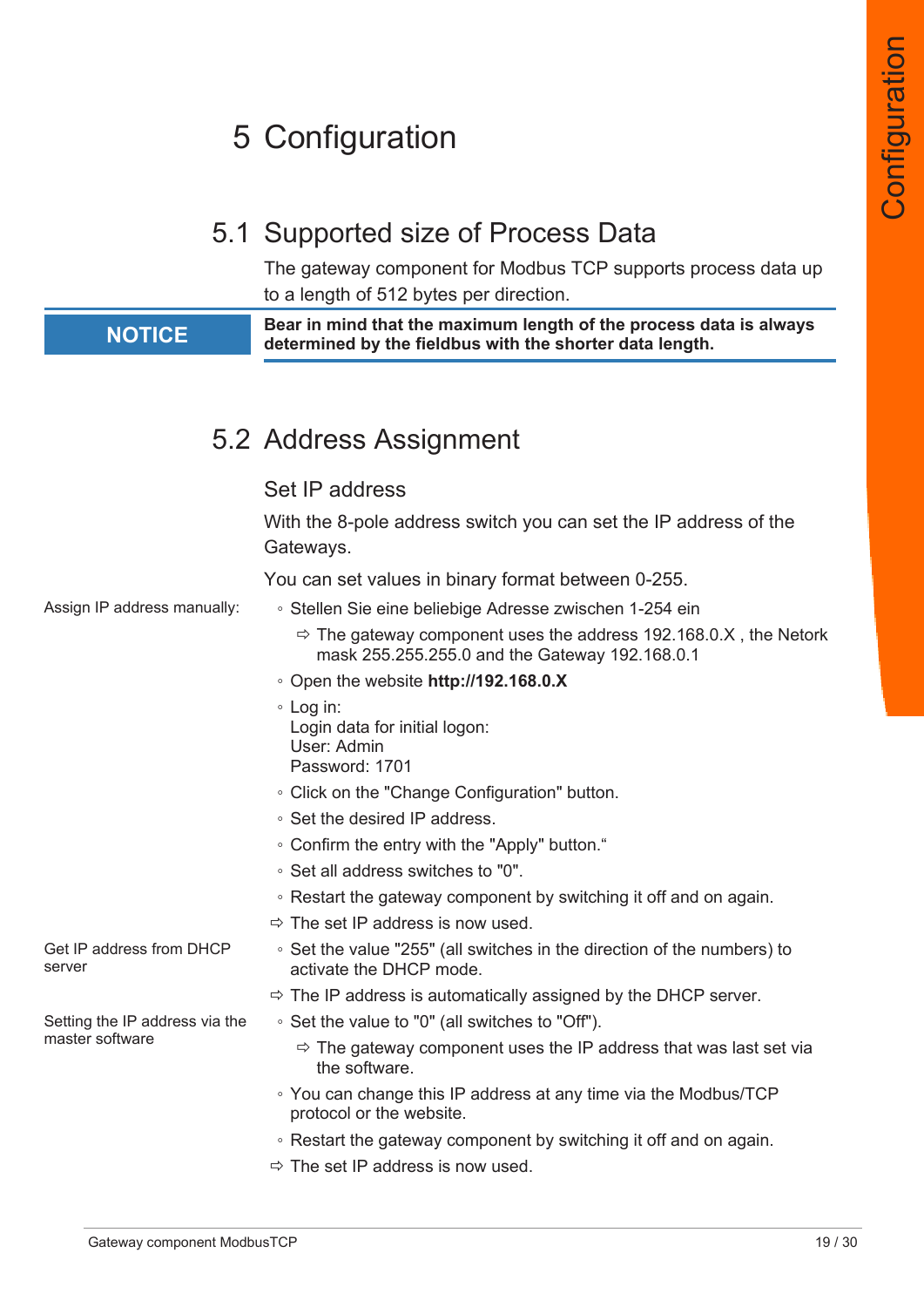# 5 Configuration

## 5.1 Supported size of Process Data

The gateway component for Modbus TCP supports process data up to a length of 512 bytes per direction.

**NOTICE**

**Bear in mind that the maximum length of the process data is always determined by the fieldbus with the shorter data length.**

## 5.2 Address Assignment

### Set IP address

With the 8-pole address switch you can set the IP address of the Gateways.

You can set values in binary format between 0-255.

Assign IP address manually:

- Stellen Sie eine beliebige Adresse zwischen 1-254 ein
  - ⇨ The gateway component uses the address 192.168.0.X , the Netork mask 255.255.255.0 and the Gateway 192.168.0.1
- Open the website **http://192.168.0.X**
- Log in:
  Login data for initial logon:
  User: Admin
  Password: 1701
- Click on the "Change Configuration" button.
- Set the desired IP address.
- Confirm the entry with the "Apply" button.“
- Set all address switches to "0".
- Restart the gateway component by switching it off and on again.

⇨ The set IP address is now used.

Get IP address from DHCP server

- Set the value "255" (all switches in the direction of the numbers) to activate the DHCP mode.

⇨ The IP address is automatically assigned by the DHCP server.

Setting the IP address via the master software

- Set the value to "0" (all switches to "Off").
  - ⇨ The gateway component uses the IP address that was last set via the software.
- You can change this IP address at any time via the Modbus/TCP protocol or the website.
- Restart the gateway component by switching it off and on again.

⇨ The set IP address is now used.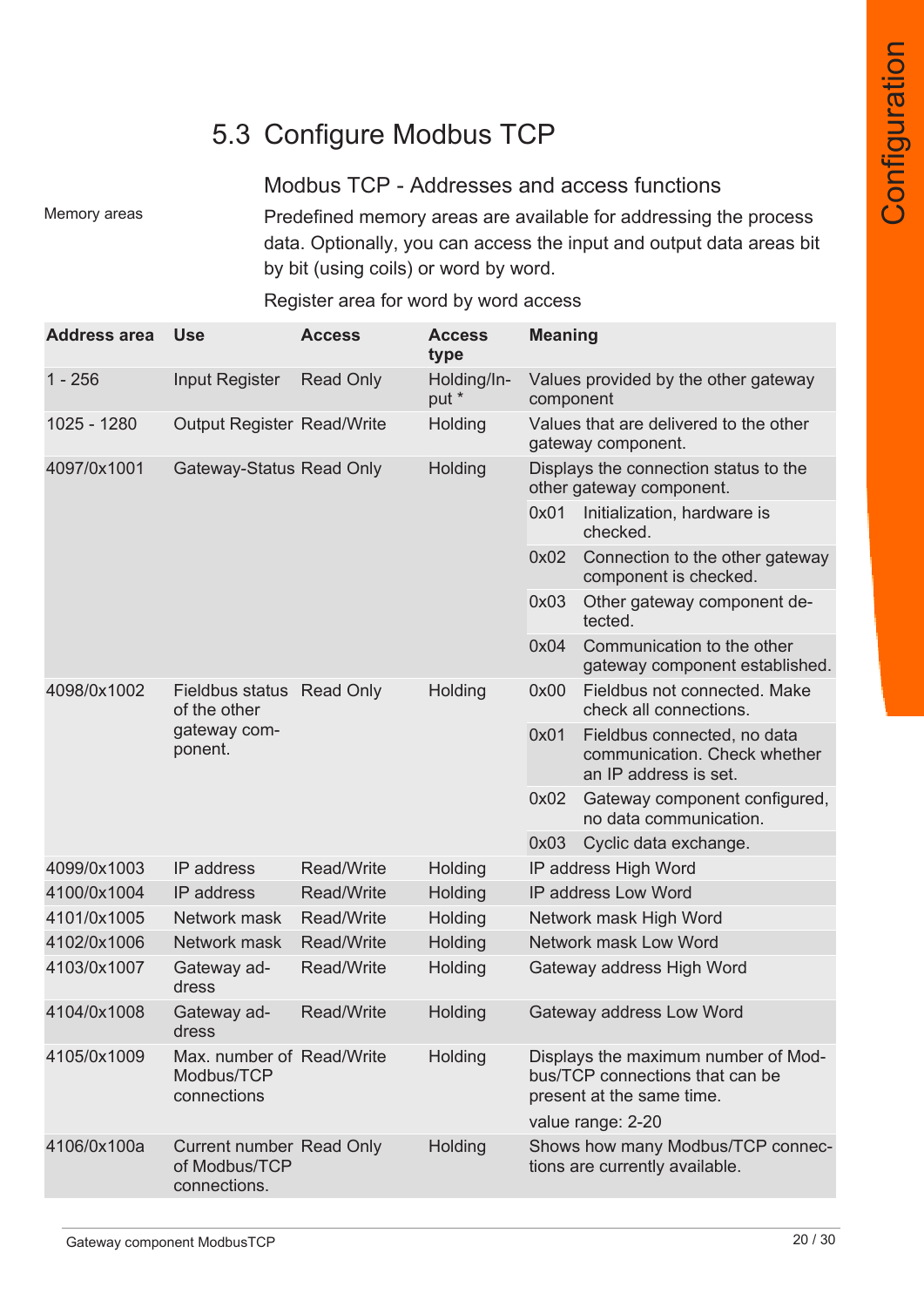## 5.3 Configure Modbus TCP

### Modbus TCP - Addresses and access functions

Memory areas

Predefined memory areas are available for addressing the process data. Optionally, you can access the input and output data areas bit by bit (using coils) or word by word.

Register area for word by word access

| Address area | Use | Access | Access type | Meaning | |
|---|---|---|---|---|---|
| 1 - 256 | Input Register | Read Only | Holding/Input * | Values provided by the other gateway component | |
| 1025 - 1280 | Output Register | Read/Write | Holding | Values that are delivered to the other gateway component. | |
| 4097/0x1001 | Gateway-Status | Read Only | Holding | Displays the connection status to the other gateway component. | |
| | | | | 0x01 | Initialization, hardware is checked. |
| | | | | 0x02 | Connection to the other gateway component is checked. |
| | | | | 0x03 | Other gateway component detected. |
| | | | | 0x04 | Communication to the other gateway component established. |
| 4098/0x1002 | Fieldbus status of the other gateway component. | Read Only | Holding | 0x00 | Fieldbus not connected. Make check all connections. |
| | | | | 0x01 | Fieldbus connected, no data communication. Check whether an IP address is set. |
| | | | | 0x02 | Gateway component configured, no data communication. |
| | | | | 0x03 | Cyclic data exchange. |
| 4099/0x1003 | IP address | Read/Write | Holding | IP address High Word | |
| 4100/0x1004 | IP address | Read/Write | Holding | IP address Low Word | |
| 4101/0x1005 | Network mask | Read/Write | Holding | Network mask High Word | |
| 4102/0x1006 | Network mask | Read/Write | Holding | Network mask Low Word | |
| 4103/0x1007 | Gateway address | Read/Write | Holding | Gateway address High Word | |
| 4104/0x1008 | Gateway address | Read/Write | Holding | Gateway address Low Word | |
| 4105/0x1009 | Max. number of Modbus/TCP connections | Read/Write | Holding | Displays the maximum number of Modbus/TCP connections that can be present at the same time.<br>value range: 2-20 | |
| 4106/0x100a | Current number of Modbus/TCP connections. | Read Only | Holding | Shows how many Modbus/TCP connections are currently available. | |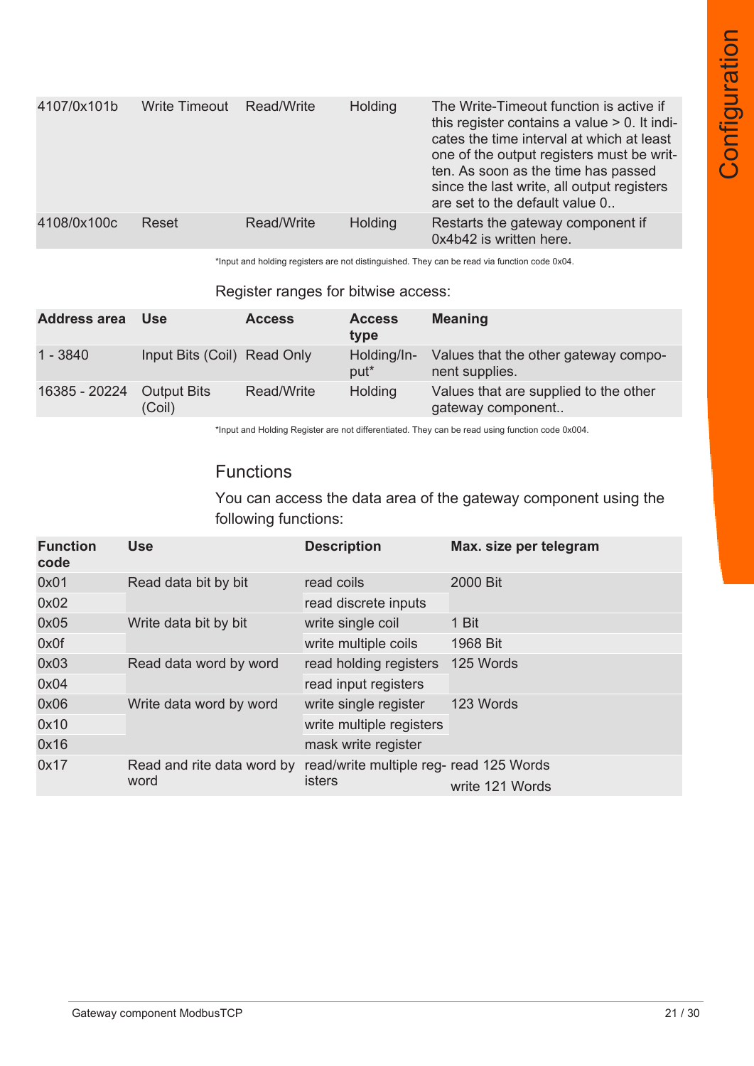| | | | | |
|---|---|---|---|---|
| 4107/0x101b | Write Timeout | Read/Write | Holding | The Write-Timeout function is active if this register contains a value > 0. It indicates the time interval at which at least one of the output registers must be written. As soon as the time has passed since the last write, all output registers are set to the default value 0.. |
| 4108/0x100c | Reset | Read/Write | Holding | Restarts the gateway component if 0x4b42 is written here. |

*Input and holding registers are not distinguished. They can be read via function code 0x04.

Register ranges for bitwise access:

| Address area | Use | Access | Access type | Meaning |
|---|---|---|---|---|
| 1 - 3840 | Input Bits (Coil) | Read Only | Holding/Input* | Values that the other gateway component supplies. |
| 16385 - 20224 | Output Bits (Coil) | Read/Write | Holding | Values that are supplied to the other gateway component.. |

*Input and Holding Register are not differentiated. They can be read using function code 0x004.

## Functions

You can access the data area of the gateway component using the following functions:

| Function code | Use | Description | Max. size per telegram |
|---|---|---|---|
| 0x01 | Read data bit by bit | read coils | 2000 Bit |
| 0x02 | | read discrete inputs | |
| 0x05 | Write data bit by bit | write single coil | 1 Bit |
| 0x0f | | write multiple coils | 1968 Bit |
| 0x03 | Read data word by word | read holding registers | 125 Words |
| 0x04 | | read input registers | |
| 0x06 | Write data word by word | write single register | 123 Words |
| 0x10 | | write multiple registers | |
| 0x16 | | mask write register | |
| 0x17 | Read and rite data word by word | read/write multiple registers | read 125 Words<br>write 121 Words |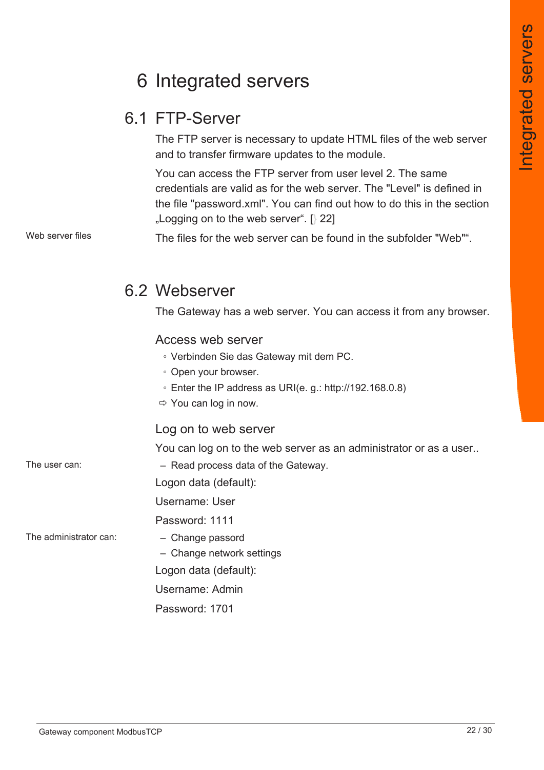# 6 Integrated servers

## 6.1 FTP-Server

The FTP server is necessary to update HTML files of the web server and to transfer firmware updates to the module.

You can access the FTP server from user level 2. The same credentials are valid as for the web server. The "Level" is defined in the file "password.xml". You can find out how to do this in the section „Logging on to the web server“. [} 22]

Web server files

The files for the web server can be found in the subfolder "Web"“.

## 6.2 Webserver

The Gateway has a web server. You can access it from any browser.

### Access web server

- Verbinden Sie das Gateway mit dem PC.
- Open your browser.
- Enter the IP address as URI(e. g.: http://192.168.0.8)

⇨ You can log in now.

### Log on to web server

You can log on to the web server as an administrator or as a user..

The user can:

- Read process data of the Gateway.

Logon data (default):

Username: User

Password: 1111

The administrator can:

- Change passord
- Change network settings

Logon data (default):

Username: Admin

Password: 1701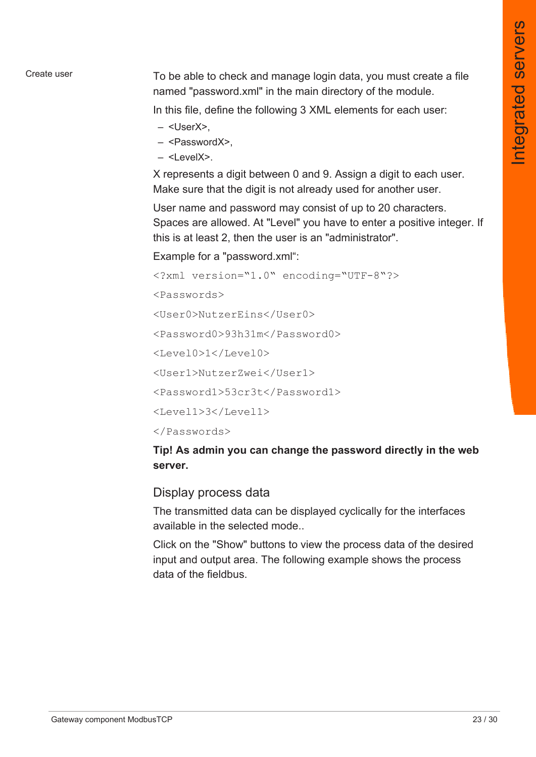Create user

To be able to check and manage login data, you must create a file named "password.xml" in the main directory of the module.

In this file, define the following 3 XML elements for each user:

- <UserX>,
- <PasswordX>,
- <LevelX>.

X represents a digit between 0 and 9. Assign a digit to each user. Make sure that the digit is not already used for another user.

User name and password may consist of up to 20 characters. Spaces are allowed. At "Level" you have to enter a positive integer. If this is at least 2, then the user is an "administrator".

Example for a "password.xml“:

```
<?xml version=“1.0“ encoding=“UTF-8“?>

<Passwords>

<User0>NutzerEins</User0>

<Password0>93h31m</Password0>

<Level0>1</Level0>

<User1>NutzerZwei</User1>

<Password1>53cr3t</Password1>

<Level1>3</Level1>

</Passwords>
```

**Tip! As admin you can change the password directly in the web server.**

## Display process data

The transmitted data can be displayed cyclically for the interfaces available in the selected mode..

Click on the "Show" buttons to view the process data of the desired input and output area. The following example shows the process data of the fieldbus.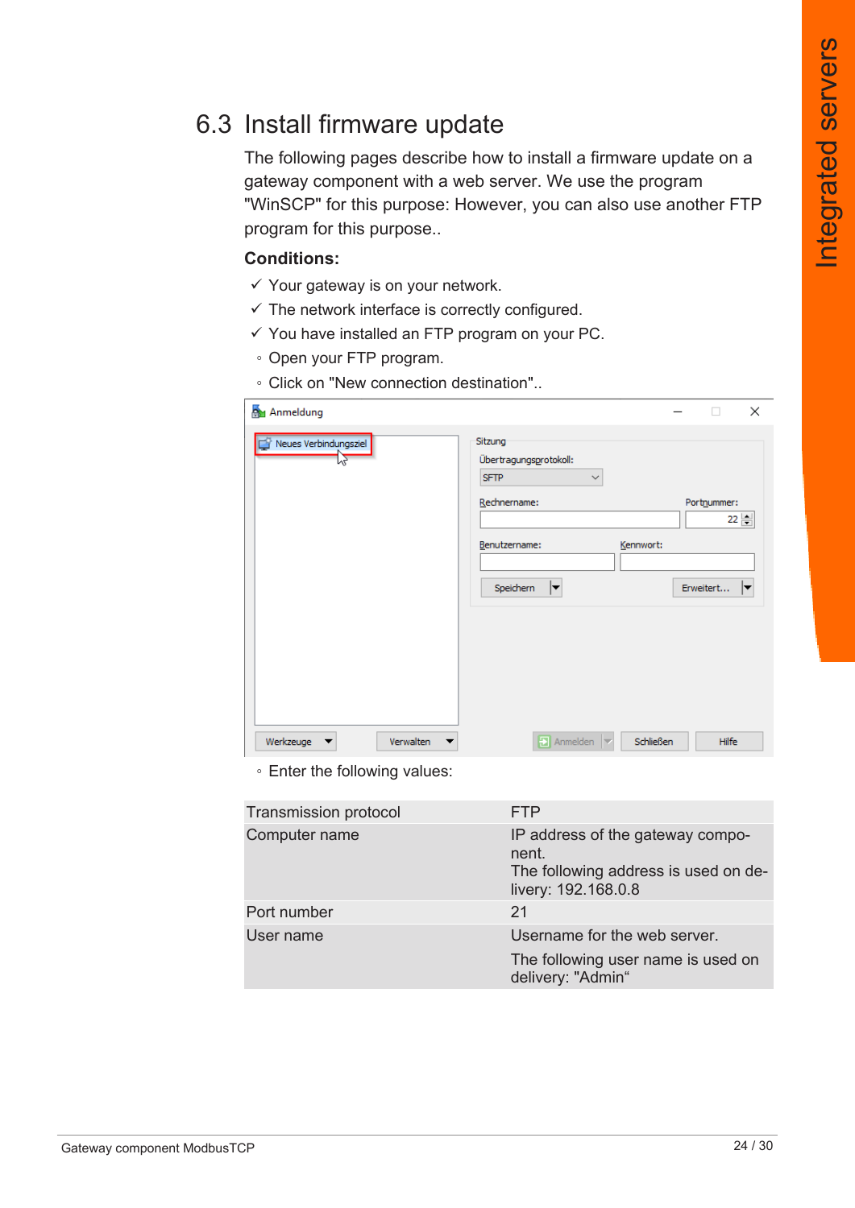## 6.3 Install firmware update

The following pages describe how to install a firmware update on a gateway component with a web server. We use the program "WinSCP" for this purpose: However, you can also use another FTP program for this purpose..

**Conditions:**

- ✓ Your gateway is on your network.
- ✓ The network interface is correctly configured.
- ✓ You have installed an FTP program on your PC.
- ◦ Open your FTP program.
- ◦ Click on "New connection destination"..

- ◦ Enter the following values:

| Transmission protocol | FTP |
|---|---|
| Computer name | IP address of the gateway component.<br>The following address is used on delivery: 192.168.0.8 |
| Port number | 21 |
| User name | Username for the web server.<br>The following user name is used on delivery: "Admin“ |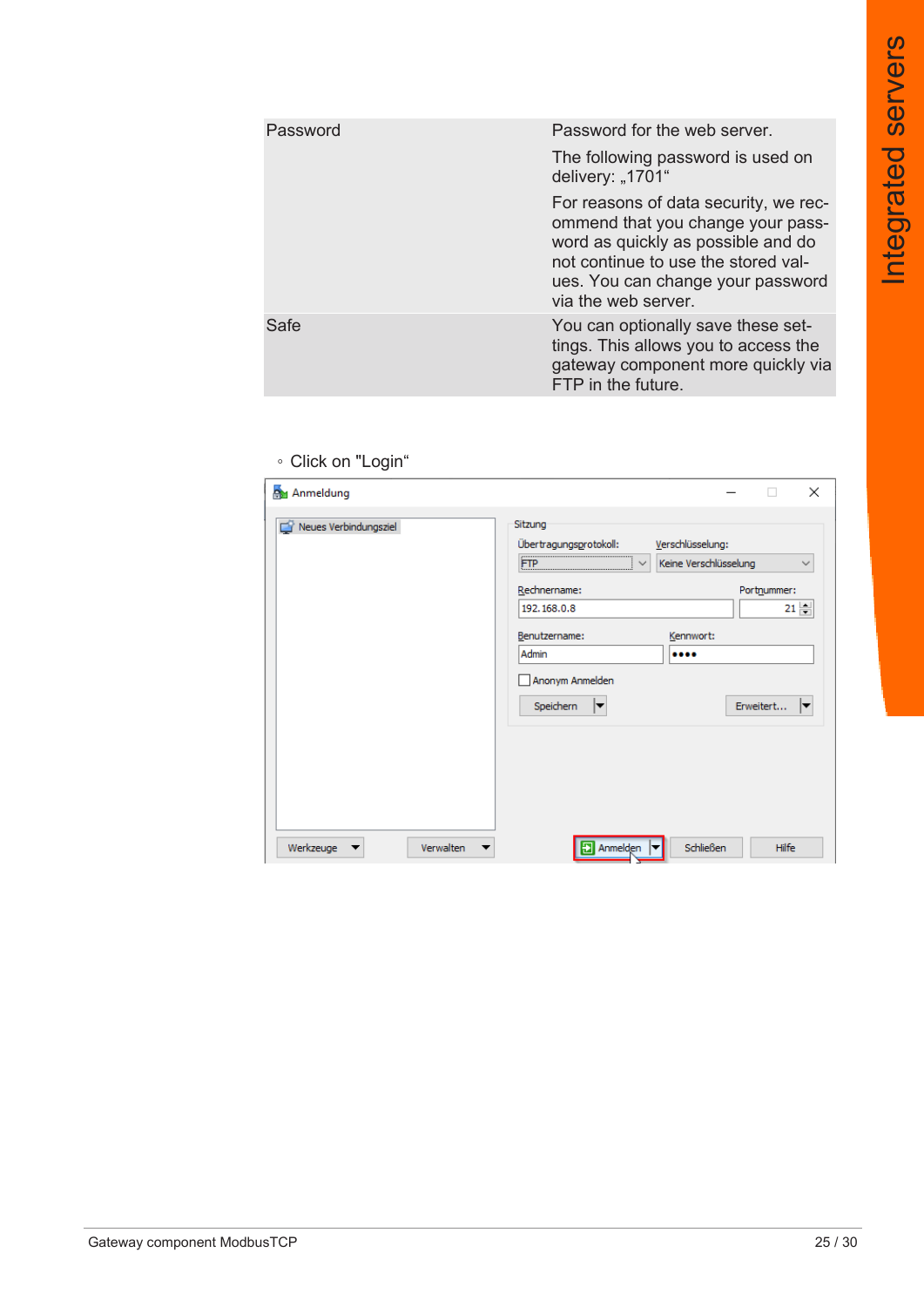| | |
|---|---|
| Password | Password for the web server.<br>The following password is used on delivery: „1701“<br>For reasons of data security, we recommend that you change your password as quickly as possible and do not continue to use the stored values. You can change your password via the web server. |
| Safe | You can optionally save these settings. This allows you to access the gateway component more quickly via FTP in the future. |

◦ Click on "Login“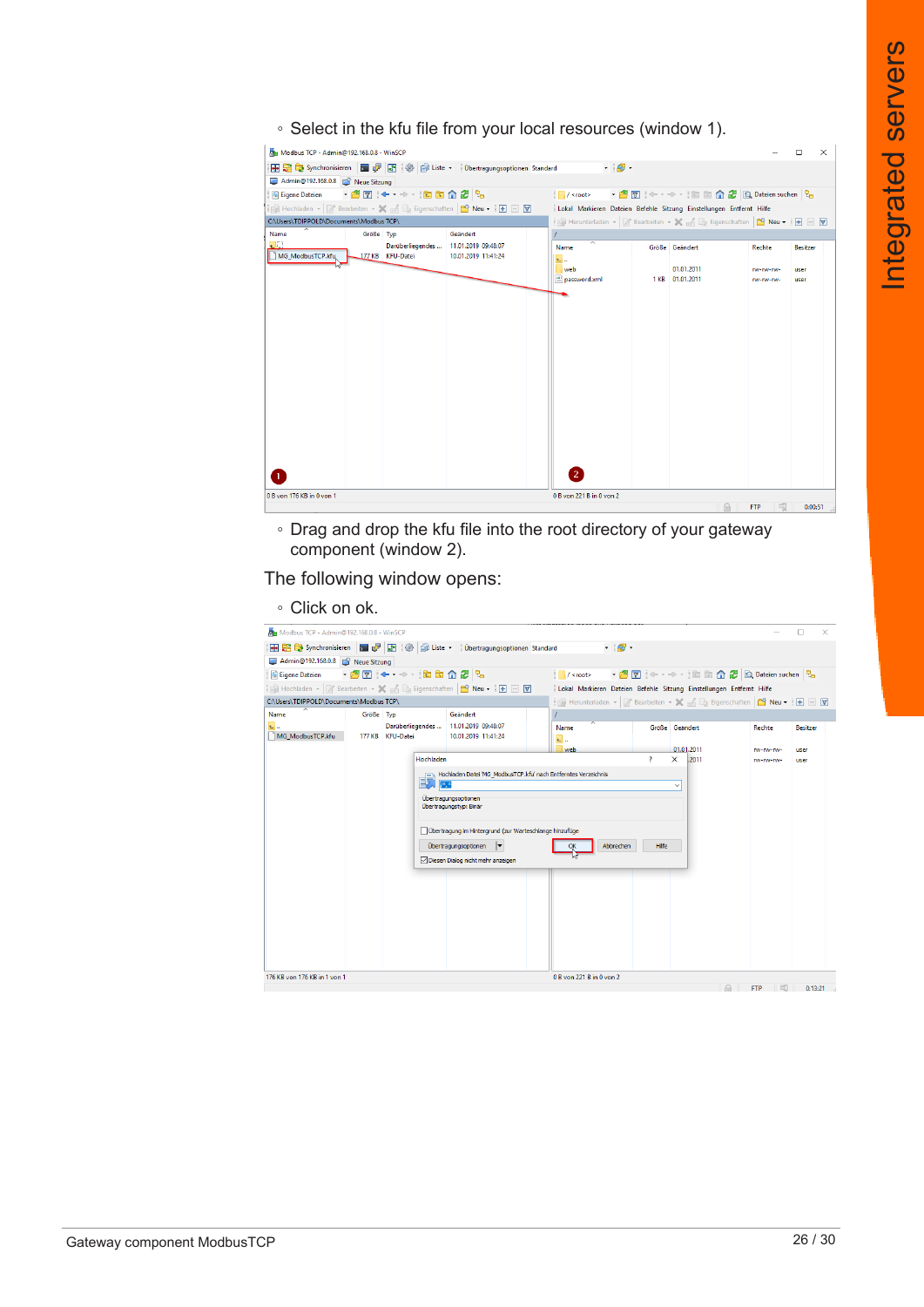- Select in the kfu file from your local resources (window 1).
- Drag and drop the kfu file into the root directory of your gateway component (window 2).

The following window opens:

- Click on ok.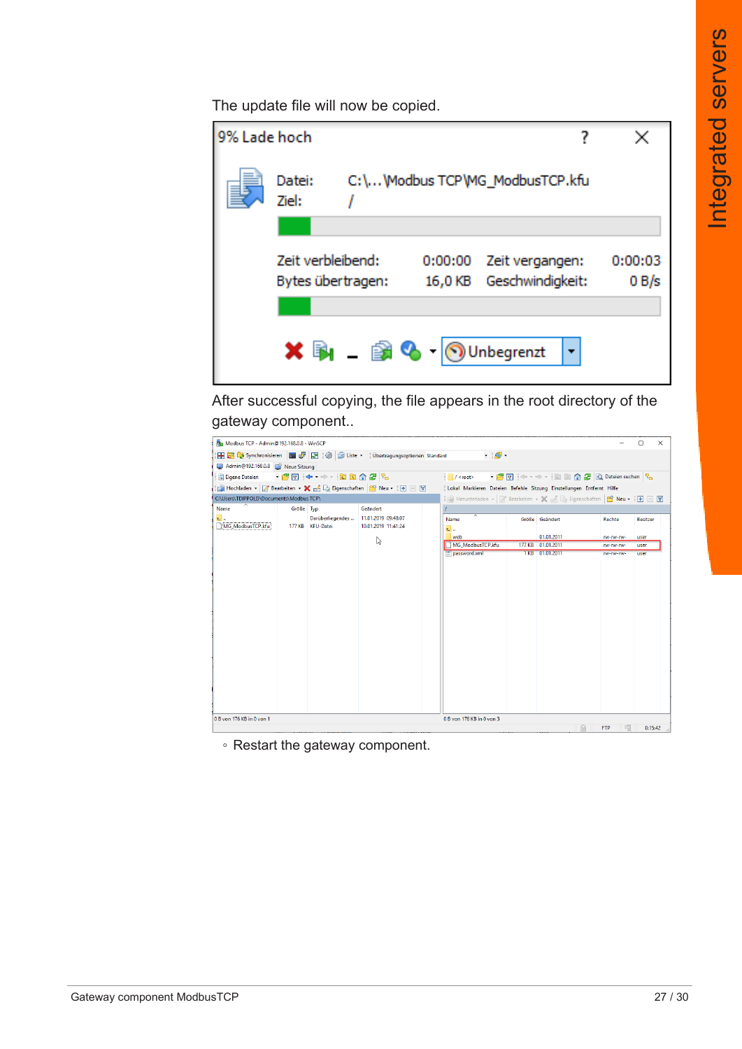The update file will now be copied.

After successful copying, the file appears in the root directory of the gateway component..

- Restart the gateway component.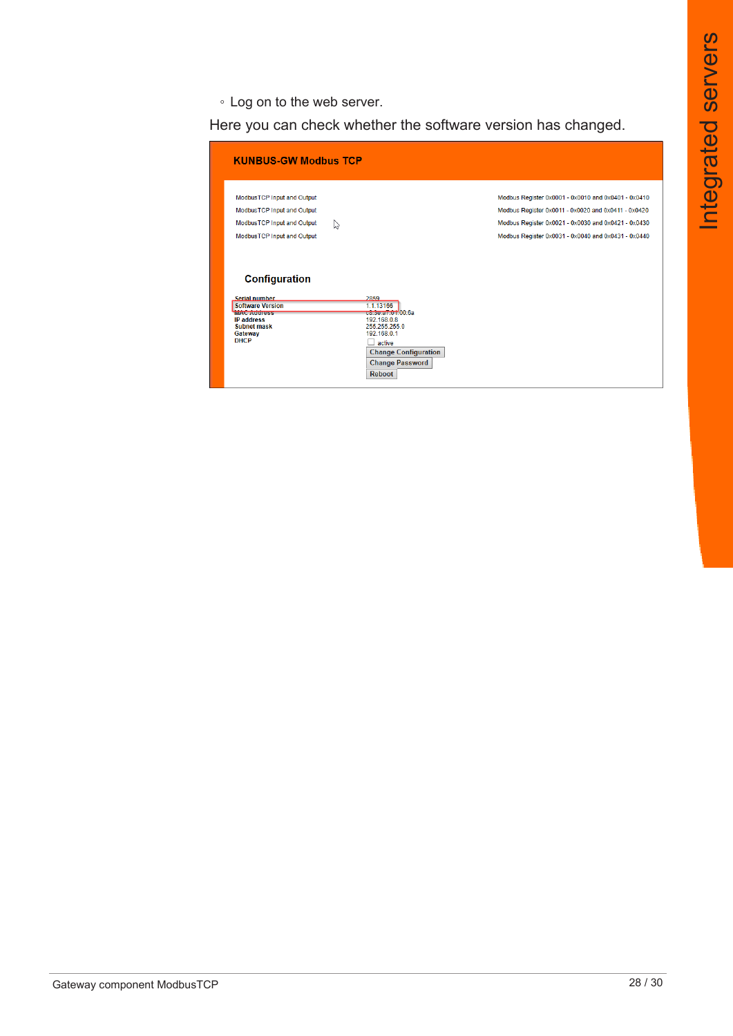◦ Log on to the web server.

Here you can check whether the software version has changed.

**KUNBUS-GW Modbus TCP**

| | |
|---|---|
| ModbusTCP Input and Output | Modbus Register 0x0001 - 0x0010 and 0x0401 - 0x0410 |
| ModbusTCP Input and Output | Modbus Register 0x0011 - 0x0020 and 0x0411 - 0x0420 |
| ModbusTCP Input and Output | Modbus Register 0x0021 - 0x0030 and 0x0421 - 0x0430 |
| ModbusTCP Input and Output | Modbus Register 0x0031 - 0x0040 and 0x0431 - 0x0440 |

**Configuration**

| | |
|---|---|
| Serial number | 2859 |
| Software Version | 1.1.13166 |
| MAC Address | c8:3e:a7:01:00:6a |
| IP address | 192.168.0.8 |
| Subnet mask | 255.255.255.0 |
| Gateway | 192.168.0.1 |
| DHCP | ☐ active |

Change Configuration

Change Password

Reboot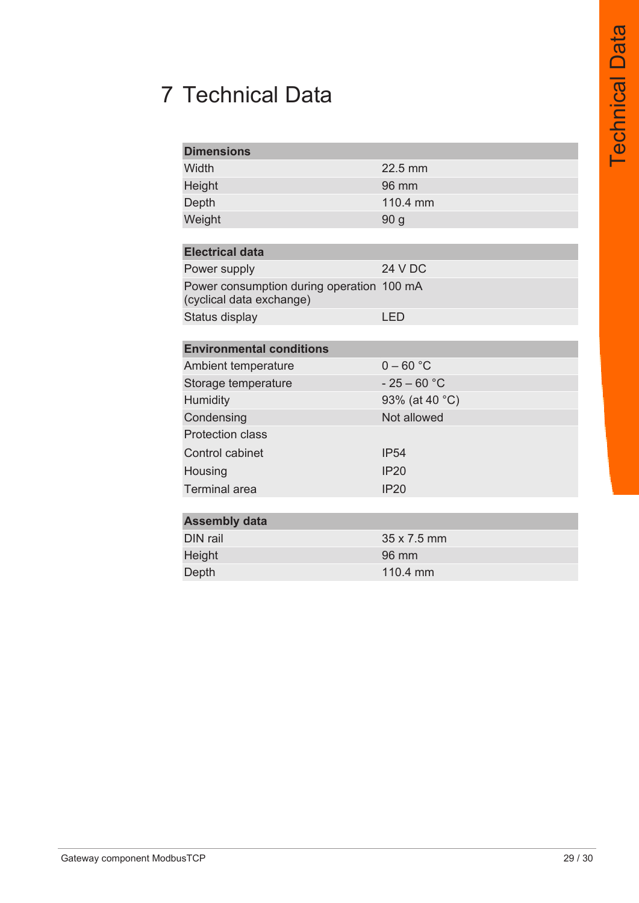# 7 Technical Data

| Dimensions | |
|---|---|
| Width | 22.5 mm |
| Height | 96 mm |
| Depth | 110.4 mm |
| Weight | 90 g |

| Electrical data | |
|---|---|
| Power supply | 24 V DC |
| Power consumption during operation (cyclical data exchange) | 100 mA |
| Status display | LED |

| Environmental conditions | |
|---|---|
| Ambient temperature | 0 – 60 °C |
| Storage temperature | - 25 – 60 °C |
| Humidity | 93% (at 40 °C) |
| Condensing | Not allowed |
| Protection class | |
| Control cabinet | IP54 |
| Housing | IP20 |
| Terminal area | IP20 |

| Assembly data | |
|---|---|
| DIN rail | 35 x 7.5 mm |
| Height | 96 mm |
| Depth | 110.4 mm |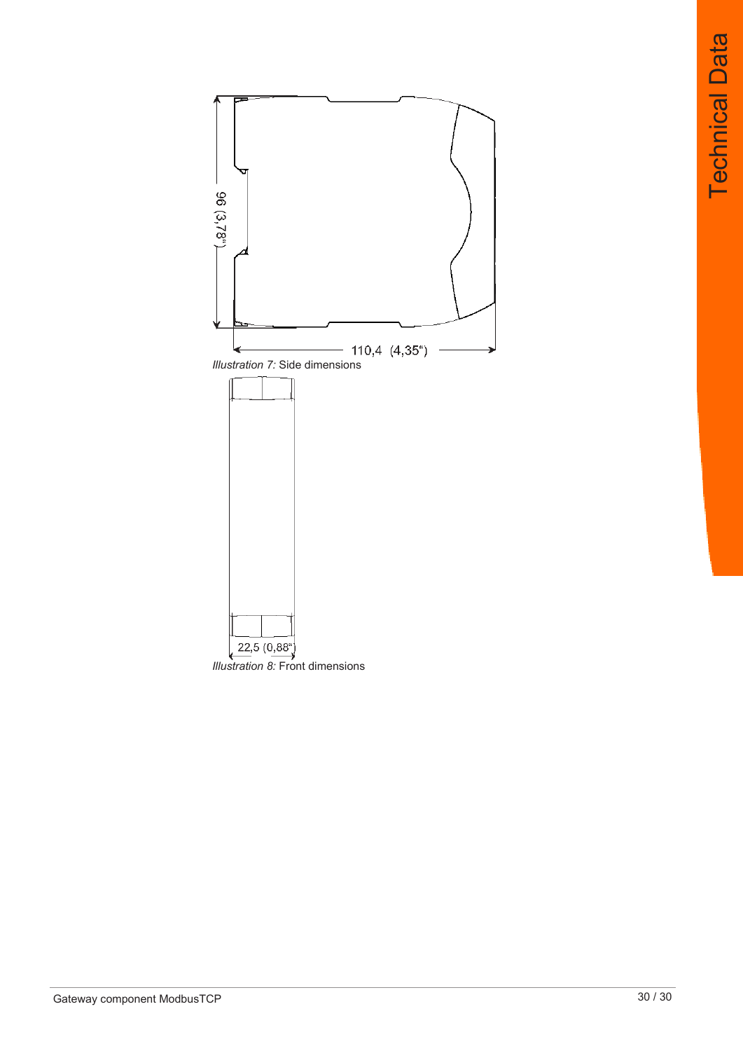96 (3,78")

110,4 (4,35")

*Illustration 7:* Side dimensions

22,5 (0,88")

*Illustration 8:* Front dimensions